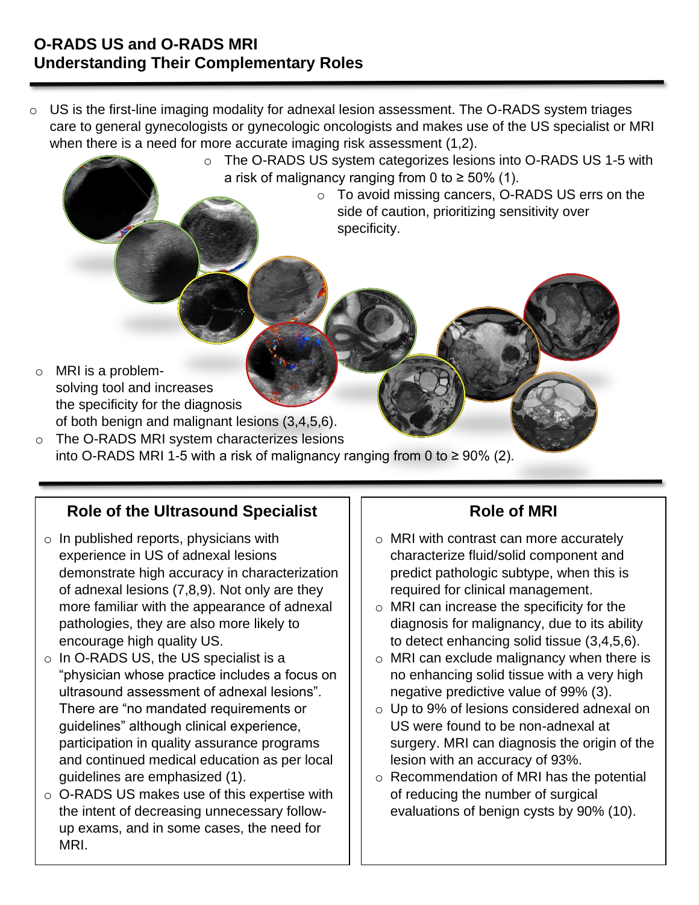# O-RADS US and O-RADS MRI
## Understanding Their Complementary Roles

- US is the first-line imaging modality for adnexal lesion assessment. The O-RADS system triages care to general gynecologists or gynecologic oncologists and makes use of the US specialist or MRI when there is a need for more accurate imaging risk assessment (1,2).
  - The O-RADS US system categorizes lesions into O-RADS US 1-5 with a risk of malignancy ranging from 0 to ≥ 50% (1).
    - To avoid missing cancers, O-RADS US errs on the side of caution, prioritizing sensitivity over specificity.
- MRI is a problem-solving tool and increases the specificity for the diagnosis of both benign and malignant lesions (3,4,5,6).
- The O-RADS MRI system characterizes lesions into O-RADS MRI 1-5 with a risk of malignancy ranging from 0 to ≥ 90% (2).

### Role of the Ultrasound Specialist

- In published reports, physicians with experience in US of adnexal lesions demonstrate high accuracy in characterization of adnexal lesions (7,8,9). Not only are they more familiar with the appearance of adnexal pathologies, they are also more likely to encourage high quality US.
- In O-RADS US, the US specialist is a "physician whose practice includes a focus on ultrasound assessment of adnexal lesions". There are "no mandated requirements or guidelines" although clinical experience, participation in quality assurance programs and continued medical education as per local guidelines are emphasized (1).
- O-RADS US makes use of this expertise with the intent of decreasing unnecessary follow-up exams, and in some cases, the need for MRI.

### Role of MRI

- MRI with contrast can more accurately characterize fluid/solid component and predict pathologic subtype, when this is required for clinical management.
- MRI can increase the specificity for the diagnosis for malignancy, due to its ability to detect enhancing solid tissue (3,4,5,6).
- MRI can exclude malignancy when there is no enhancing solid tissue with a very high negative predictive value of 99% (3).
- Up to 9% of lesions considered adnexal on US were found to be non-adnexal at surgery. MRI can diagnosis the origin of the lesion with an accuracy of 93%.
- Recommendation of MRI has the potential of reducing the number of surgical evaluations of benign cysts by 90% (10).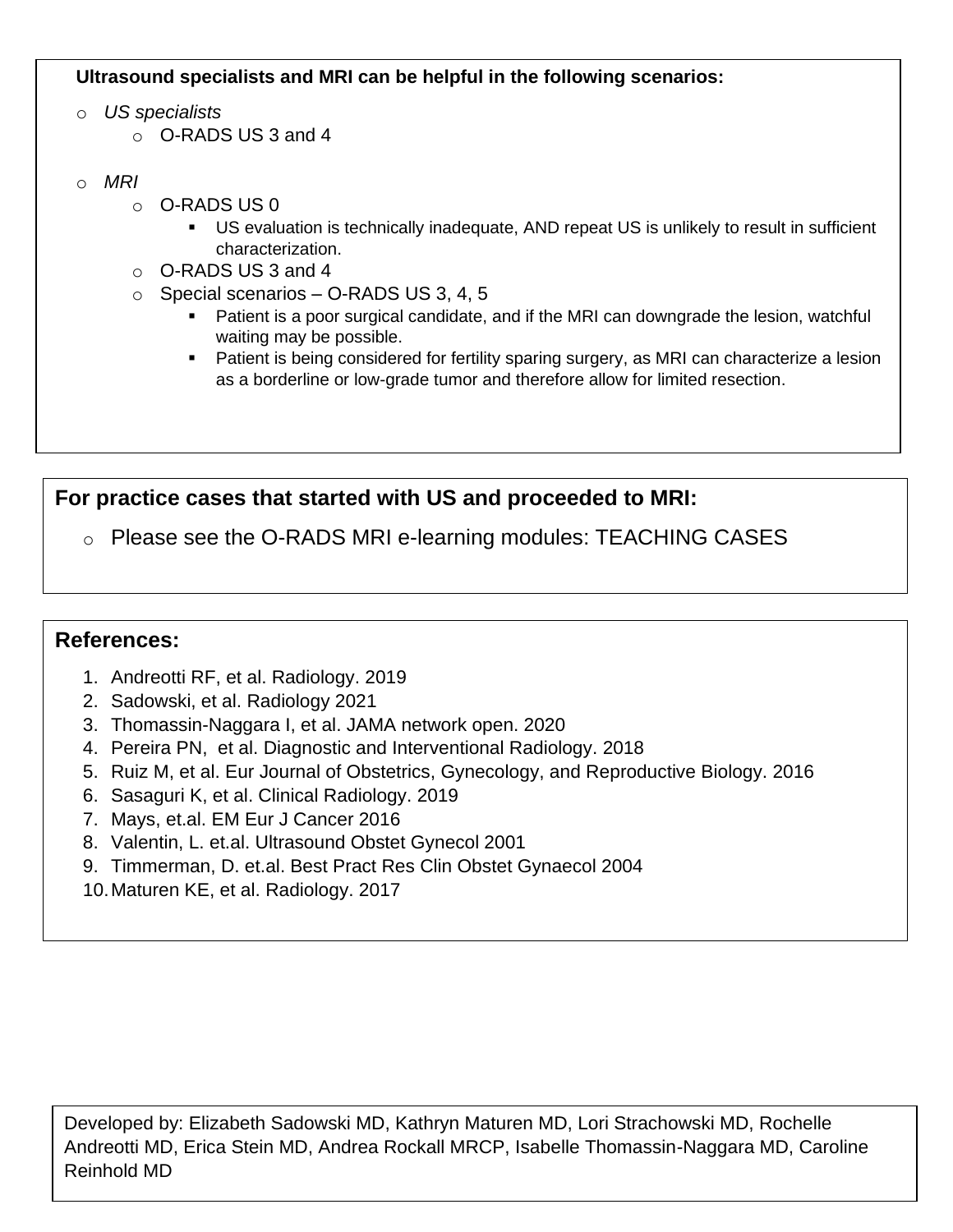**Ultrasound specialists and MRI can be helpful in the following scenarios:**

- *US specialists*
  - O-RADS US 3 and 4
- *MRI*
  - O-RADS US 0
    - US evaluation is technically inadequate, AND repeat US is unlikely to result in sufficient characterization.
  - O-RADS US 3 and 4
  - Special scenarios – O-RADS US 3, 4, 5
    - Patient is a poor surgical candidate, and if the MRI can downgrade the lesion, watchful waiting may be possible.
    - Patient is being considered for fertility sparing surgery, as MRI can characterize a lesion as a borderline or low-grade tumor and therefore allow for limited resection.

## For practice cases that started with US and proceeded to MRI:

- Please see the O-RADS MRI e-learning modules: TEACHING CASES

## References:

1. Andreotti RF, et al. Radiology. 2019
2. Sadowski, et al. Radiology 2021
3. Thomassin-Naggara I, et al. JAMA network open. 2020
4. Pereira PN, et al. Diagnostic and Interventional Radiology. 2018
5. Ruiz M, et al. Eur Journal of Obstetrics, Gynecology, and Reproductive Biology. 2016
6. Sasaguri K, et al. Clinical Radiology. 2019
7. Mays, et.al. EM Eur J Cancer 2016
8. Valentin, L. et.al. Ultrasound Obstet Gynecol 2001
9. Timmerman, D. et.al. Best Pract Res Clin Obstet Gynaecol 2004
10. Maturen KE, et al. Radiology. 2017

Developed by: Elizabeth Sadowski MD, Kathryn Maturen MD, Lori Strachowski MD, Rochelle Andreotti MD, Erica Stein MD, Andrea Rockall MRCP, Isabelle Thomassin-Naggara MD, Caroline Reinhold MD